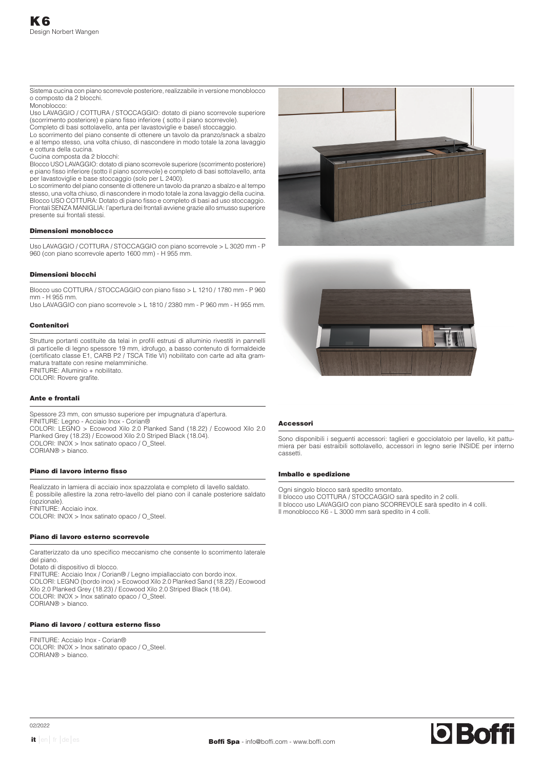# K6

Design Norbert Wangen

Sistema cucina con piano scorrevole posteriore, realizzabile in versione monoblocco o composto da 2 blocchi.
Monoblocco:
Uso LAVAGGIO / COTTURA / STOCCAGGIO: dotato di piano scorrevole superiore (scorrimento posteriore) e piano fisso inferiore ( sotto il piano scorrevole).
Completo di basi sottolavello, anta per lavastoviglie e base/i stoccaggio.
Lo scorrimento del piano consente di ottenere un tavolo da pranzo/snack a sbalzo e al tempo stesso, una volta chiuso, di nascondere in modo totale la zona lavaggio e cottura della cucina.
Cucina composta da 2 blocchi:
Blocco USO LAVAGGIO: dotato di piano scorrevole superiore (scorrimento posteriore) e piano fisso inferiore (sotto il piano scorrevole) e completo di basi sottolavello, anta per lavastoviglie e base stoccaggio (solo per L 2400).
Lo scorrimento del piano consente di ottenere un tavolo da pranzo a sbalzo e al tempo stesso, una volta chiuso, di nascondere in modo totale la zona lavaggio della cucina.
Blocco USO COTTURA: Dotato di piano fisso e completo di basi ad uso stoccaggio.
Frontali SENZA MANIGLIA: l'apertura dei frontali avviene grazie allo smusso superiore presente sui frontali stessi.

### Dimensioni monoblocco

Uso LAVAGGIO / COTTURA / STOCCAGGIO con piano scorrevole > L 3020 mm - P 960 (con piano scorrevole aperto 1600 mm) - H 955 mm.

### Dimensioni blocchi

Blocco uso COTTURA / STOCCAGGIO con piano fisso > L 1210 / 1780 mm - P 960 mm - H 955 mm.
Uso LAVAGGIO con piano scorrevole > L 1810 / 2380 mm - P 960 mm - H 955 mm.

### Contenitori

Strutture portanti costituite da telai in profili estrusi di alluminio rivestiti in pannelli di particelle di legno spessore 19 mm, idrofugo, a basso contenuto di formaldeide (certificato classe E1, CARB P2 / TSCA Title VI) nobilitato con carte ad alta grammatura trattate con resine melamminiche.
FINITURE: Alluminio + nobilitato.
COLORI: Rovere grafite.

### Ante e frontali

Spessore 23 mm, con smusso superiore per impugnatura d'apertura.
FINITURE: Legno - Acciaio Inox - Corian®
COLORI: LEGNO > Ecowood Xilo 2.0 Planked Sand (18.22) / Ecowood Xilo 2.0 Planked Grey (18.23) / Ecowood Xilo 2.0 Striped Black (18.04).
COLORI: INOX > Inox satinato opaco / O_Steel.
CORIAN® > bianco.

### Piano di lavoro interno fisso

Realizzato in lamiera di acciaio inox spazzolata e completo di lavello saldato.
È possibile allestire la zona retro-lavello del piano con il canale posteriore saldato (opzionale).
FINITURE: Acciaio inox.
COLORI: INOX > Inox satinato opaco / O_Steel.

### Piano di lavoro esterno scorrevole

Caratterizzato da uno specifico meccanismo che consente lo scorrimento laterale del piano.
Dotato di dispositivo di blocco.
FINITURE: Acciaio Inox / Corian® / Legno impiallacciato con bordo inox.
COLORI: LEGNO (bordo inox) > Ecowood Xilo 2.0 Planked Sand (18.22) / Ecowood Xilo 2.0 Planked Grey (18.23) / Ecowood Xilo 2.0 Striped Black (18.04).
COLORI: INOX > Inox satinato opaco / O_Steel.
CORIAN® > bianco.

### Piano di lavoro / cottura esterno fisso

FINITURE: Acciaio Inox - Corian®
COLORI: INOX > Inox satinato opaco / O_Steel.
CORIAN® > bianco.

### Accessori

Sono disponibili i seguenti accessori: taglieri e gocciolatoio per lavello, kit pattumiera per basi estraibili sottolavello, accessori in legno serie INSIDE per interno cassetti.

### Imballo e spedizione

Ogni singolo blocco sarà spedito smontato.
Il blocco uso COTTURA / STOCCAGGIO sarà spedito in 2 colli.
Il blocco uso LAVAGGIO con piano SCORREVOLE sarà spedito in 4 colli.
Il monoblocco K6 - L 3000 mm sarà spedito in 4 colli.

02/2022

**Boffi Spa** - info@boffi.com - www.boffi.com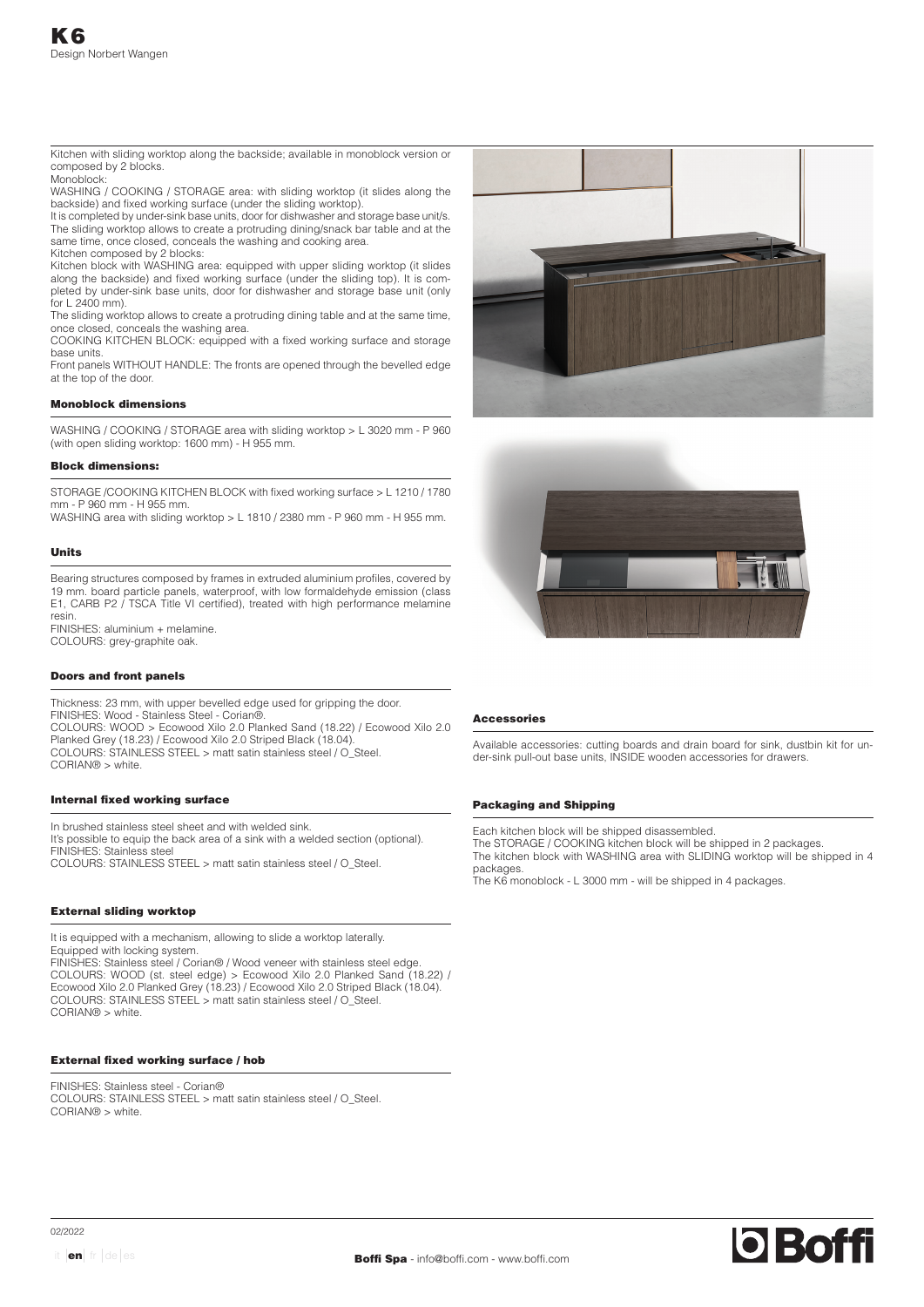# K6

Design Norbert Wangen

Kitchen with sliding worktop along the backside; available in monoblock version or composed by 2 blocks.

Monoblock:

WASHING / COOKING / STORAGE area: with sliding worktop (it slides along the backside) and fixed working surface (under the sliding worktop).

It is completed by under-sink base units, door for dishwasher and storage base unit/s. The sliding worktop allows to create a protruding dining/snack bar table and at the same time, once closed, conceals the washing and cooking area.

Kitchen composed by 2 blocks:

Kitchen block with WASHING area: equipped with upper sliding worktop (it slides along the backside) and fixed working surface (under the sliding top). It is completed by under-sink base units, door for dishwasher and storage base unit (only for L 2400 mm).

The sliding worktop allows to create a protruding dining table and at the same time, once closed, conceals the washing area.

COOKING KITCHEN BLOCK: equipped with a fixed working surface and storage base units.

Front panels WITHOUT HANDLE: The fronts are opened through the bevelled edge at the top of the door.

## Monoblock dimensions

WASHING / COOKING / STORAGE area with sliding worktop > L 3020 mm - P 960 (with open sliding worktop: 1600 mm) - H 955 mm.

## Block dimensions:

STORAGE /COOKING KITCHEN BLOCK with fixed working surface > L 1210 / 1780 mm - P 960 mm - H 955 mm.

WASHING area with sliding worktop > L 1810 / 2380 mm - P 960 mm - H 955 mm.

## Units

Bearing structures composed by frames in extruded aluminium profiles, covered by 19 mm. board particle panels, waterproof, with low formaldehyde emission (class E1, CARB P2 / TSCA Title VI certified), treated with high performance melamine resin.

FINISHES: aluminium + melamine.

COLOURS: grey-graphite oak.

## Doors and front panels

Thickness: 23 mm, with upper bevelled edge used for gripping the door.

FINISHES: Wood - Stainless Steel - Corian®.

COLOURS: WOOD > Ecowood Xilo 2.0 Planked Sand (18.22) / Ecowood Xilo 2.0 Planked Grey (18.23) / Ecowood Xilo 2.0 Striped Black (18.04).

COLOURS: STAINLESS STEEL > matt satin stainless steel / O_Steel.

CORIAN® > white.

## Internal fixed working surface

In brushed stainless steel sheet and with welded sink.

It's possible to equip the back area of a sink with a welded section (optional).

FINISHES: Stainless steel

COLOURS: STAINLESS STEEL > matt satin stainless steel / O_Steel.

## External sliding worktop

It is equipped with a mechanism, allowing to slide a worktop laterally.

Equipped with locking system.

FINISHES: Stainless steel / Corian® / Wood veneer with stainless steel edge.

COLOURS: WOOD (st. steel edge) > Ecowood Xilo 2.0 Planked Sand (18.22) / Ecowood Xilo 2.0 Planked Grey (18.23) / Ecowood Xilo 2.0 Striped Black (18.04).

COLOURS: STAINLESS STEEL > matt satin stainless steel / O_Steel.

CORIAN® > white.

## External fixed working surface / hob

FINISHES: Stainless steel - Corian®

COLOURS: STAINLESS STEEL > matt satin stainless steel / O_Steel.

CORIAN® > white.

## Accessories

Available accessories: cutting boards and drain board for sink, dustbin kit for under-sink pull-out base units, INSIDE wooden accessories for drawers.

## Packaging and Shipping

Each kitchen block will be shipped disassembled.

The STORAGE / COOKING kitchen block will be shipped in 2 packages.

The kitchen block with WASHING area with SLIDING worktop will be shipped in 4 packages.

The K6 monoblock - L 3000 mm - will be shipped in 4 packages.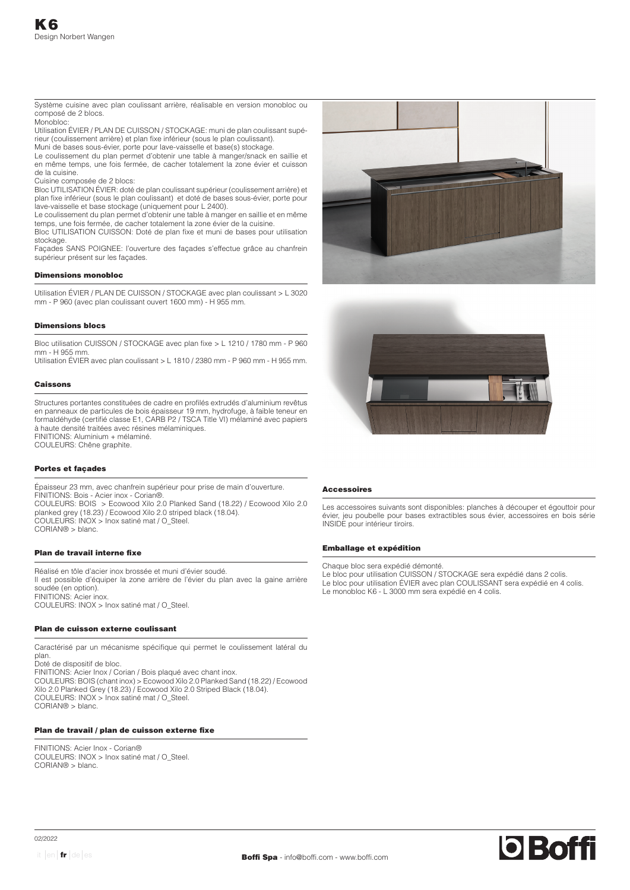# K6

Design Norbert Wangen

Système cuisine avec plan coulissant arrière, réalisable en version monobloc ou composé de 2 blocs.

Monobloc:

Utilisation ÉVIER / PLAN DE CUISSON / STOCKAGE: muni de plan coulissant supérieur (coulissement arrière) et plan fixe inférieur (sous le plan coulissant).

Muni de bases sous-évier, porte pour lave-vaisselle et base(s) stockage.

Le coulissement du plan permet d'obtenir une table à manger/snack en saillie et en même temps, une fois fermée, de cacher totalement la zone évier et cuisson de la cuisine.

Cuisine composée de 2 blocs:

Bloc UTILISATION ÉVIER: doté de plan coulissant supérieur (coulissement arrière) et plan fixe inférieur (sous le plan coulissant) et doté de bases sous-évier, porte pour lave-vaisselle et base stockage (uniquement pour L 2400).

Le coulissement du plan permet d'obtenir une table à manger en saillie et en même temps, une fois fermée, de cacher totalement la zone évier de la cuisine.

Bloc UTILISATION CUISSON: Doté de plan fixe et muni de bases pour utilisation stockage.

Façades SANS POIGNEE: l'ouverture des façades s'effectue grâce au chanfrein supérieur présent sur les façades.

## Dimensions monobloc

Utilisation ÉVIER / PLAN DE CUISSON / STOCKAGE avec plan coulissant > L 3020 mm - P 960 (avec plan coulissant ouvert 1600 mm) - H 955 mm.

## Dimensions blocs

Bloc utilisation CUISSON / STOCKAGE avec plan fixe > L 1210 / 1780 mm - P 960 mm - H 955 mm.

Utilisation ÉVIER avec plan coulissant > L 1810 / 2380 mm - P 960 mm - H 955 mm.

## Caissons

Structures portantes constituées de cadre en profilés extrudés d'aluminium revêtus en panneaux de particules de bois épaisseur 19 mm, hydrofuge, à faible teneur en formaldéhyde (certifié classe E1, CARB P2 / TSCA Title VI) mélaminé avec papiers à haute densité traitées avec résines mélaminiques.

FINITIONS: Aluminium + mélaminé.

COULEURS: Chêne graphite.

## Portes et façades

Épaisseur 23 mm, avec chanfrein supérieur pour prise de main d'ouverture.

FINITIONS: Bois - Acier inox - Corian®.

COULEURS: BOIS > Ecowood Xilo 2.0 Planked Sand (18.22) / Ecowood Xilo 2.0 planked grey (18.23) / Ecowood Xilo 2.0 striped black (18.04).

COULEURS: INOX > Inox satiné mat / O_Steel.

CORIAN® > blanc.

## Plan de travail interne fixe

Réalisé en tôle d'acier inox brossée et muni d'évier soudé.

Il est possible d'équiper la zone arrière de l'évier du plan avec la gaine arrière soudée (en option).

FINITIONS: Acier inox.

COULEURS: INOX > Inox satiné mat / O_Steel.

## Plan de cuisson externe coulissant

Caractérisé par un mécanisme spécifique qui permet le coulissement latéral du plan.

Doté de dispositif de bloc.

FINITIONS: Acier Inox / Corian / Bois plaqué avec chant inox.

COULEURS: BOIS (chant inox) > Ecowood Xilo 2.0 Planked Sand (18.22) / Ecowood Xilo 2.0 Planked Grey (18.23) / Ecowood Xilo 2.0 Striped Black (18.04).

COULEURS: INOX > Inox satiné mat / O_Steel.

CORIAN® > blanc.

## Plan de travail / plan de cuisson externe fixe

FINITIONS: Acier Inox - Corian®

COULEURS: INOX > Inox satiné mat / O_Steel.

CORIAN® > blanc.

## Accessoires

Les accessoires suivants sont disponibles: planches à découper et égouttoir pour évier, jeu poubelle pour bases extractibles sous évier, accessoires en bois série INSIDE pour intérieur tiroirs.

## Emballage et expédition

Chaque bloc sera expédié démonté.

Le bloc pour utilisation CUISSON / STOCKAGE sera expédié dans 2 colis.

Le bloc pour utilisation ÉVIER avec plan COULISSANT sera expédié en 4 colis.

Le monobloc K6 - L 3000 mm sera expédié en 4 colis.

02/2022

Boffi Spa - info@boffi.com - www.boffi.com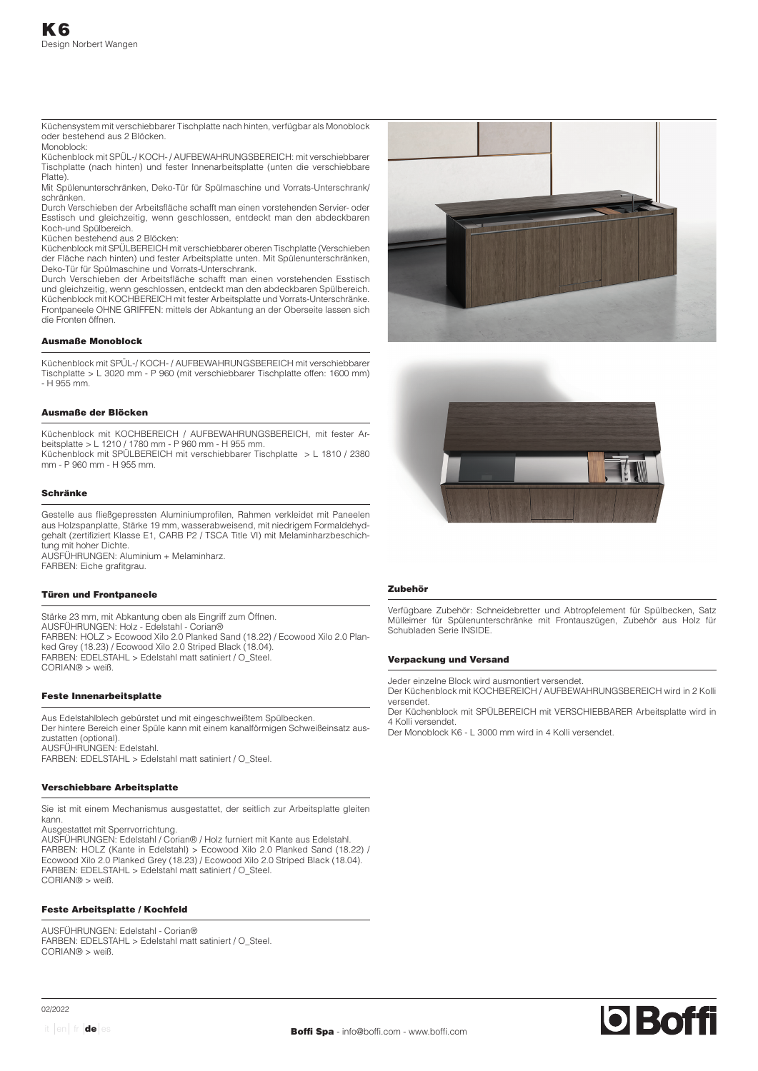# K6

Design Norbert Wangen

Küchensystem mit verschiebbarer Tischplatte nach hinten, verfügbar als Monoblock oder bestehend aus 2 Blöcken.
Monoblock:
Küchenblock mit SPÜL-/ KOCH- / AUFBEWAHRUNGSBEREICH: mit verschiebbarer Tischplatte (nach hinten) und fester Innenarbeitsplatte (unten die verschiebbare Platte).
Mit Spülenunterschränken, Deko-Tür für Spülmaschine und Vorrats-Unterschrank/ schränken.
Durch Verschieben der Arbeitsfläche schafft man einen vorstehenden Servier- oder Esstisch und gleichzeitig, wenn geschlossen, entdeckt man den abdeckbaren Koch-und Spülbereich.
Küchen bestehend aus 2 Blöcken:
Küchenblock mit SPÜLBEREICH mit verschiebbarer oberen Tischplatte (Verschieben der Fläche nach hinten) und fester Arbeitsplatte unten. Mit Spülenunterschränken, Deko-Tür für Spülmaschine und Vorrats-Unterschrank.
Durch Verschieben der Arbeitsfläche schafft man einen vorstehenden Esstisch und gleichzeitig, wenn geschlossen, entdeckt man den abdeckbaren Spülbereich.
Küchenblock mit KOCHBEREICH mit fester Arbeitsplatte und Vorrats-Unterschränke.
Frontpaneele OHNE GRIFFEN: mittels der Abkantung an der Oberseite lassen sich die Fronten öffnen.

### Ausmaße Monoblock

Küchenblock mit SPÜL-/ KOCH- / AUFBEWAHRUNGSBEREICH mit verschiebbarer Tischplatte > L 3020 mm - P 960 (mit verschiebbarer Tischplatte offen: 1600 mm) - H 955 mm.

### Ausmaße der Blöcken

Küchenblock mit KOCHBEREICH / AUFBEWAHRUNGSBEREICH, mit fester Arbeitsplatte > L 1210 / 1780 mm - P 960 mm - H 955 mm.
Küchenblock mit SPÜLBEREICH mit verschiebbarer Tischplatte > L 1810 / 2380 mm - P 960 mm - H 955 mm.

### Schränke

Gestelle aus fließgepressten Aluminiumprofilen, Rahmen verkleidet mit Paneelen aus Holzspanplatte, Stärke 19 mm, wasserabweisend, mit niedrigem Formaldehydgehalt (zertifiziert Klasse E1, CARB P2 / TSCA Title VI) mit Melaminharzbeschichtung mit hoher Dichte.
AUSFÜHRUNGEN: Aluminium + Melaminharz.
FARBEN: Eiche grafitgrau.

### Türen und Frontpaneele

Stärke 23 mm, mit Abkantung oben als Eingriff zum Öffnen.
AUSFÜHRUNGEN: Holz - Edelstahl - Corian®
FARBEN: HOLZ > Ecowood Xilo 2.0 Planked Sand (18.22) / Ecowood Xilo 2.0 Planked Grey (18.23) / Ecowood Xilo 2.0 Striped Black (18.04).
FARBEN: EDELSTAHL > Edelstahl matt satiniert / O_Steel.
CORIAN® > weiß.

### Feste Innenarbeitsplatte

Aus Edelstahlblech gebürstet und mit eingeschweißtem Spülbecken.
Der hintere Bereich einer Spüle kann mit einem kanalförmigen Schweißeinsatz auszustatten (optional).
AUSFÜHRUNGEN: Edelstahl.
FARBEN: EDELSTAHL > Edelstahl matt satiniert / O_Steel.

### Verschiebbare Arbeitsplatte

Sie ist mit einem Mechanismus ausgestattet, der seitlich zur Arbeitsplatte gleiten kann.
Ausgestattet mit Sperrvorrichtung.
AUSFÜHRUNGEN: Edelstahl / Corian® / Holz furniert mit Kante aus Edelstahl.
FARBEN: HOLZ (Kante in Edelstahl) > Ecowood Xilo 2.0 Planked Sand (18.22) / Ecowood Xilo 2.0 Planked Grey (18.23) / Ecowood Xilo 2.0 Striped Black (18.04).
FARBEN: EDELSTAHL > Edelstahl matt satiniert / O_Steel.
CORIAN® > weiß.

### Feste Arbeitsplatte / Kochfeld

AUSFÜHRUNGEN: Edelstahl - Corian®
FARBEN: EDELSTAHL > Edelstahl matt satiniert / O_Steel.
CORIAN® > weiß.

### Zubehör

Verfügbare Zubehör: Schneidebretter und Abtropfelement für Spülbecken, Satz Mülleimer für Spülenunterschränke mit Frontauszügen, Zubehör aus Holz für Schubladen Serie INSIDE.

### Verpackung und Versand

Jeder einzelne Block wird ausmontiert versendet.
Der Küchenblock mit KOCHBEREICH / AUFBEWAHRUNGSBEREICH wird in 2 Kolli versendet.
Der Küchenblock mit SPÜLBEREICH mit VERSCHIEBBARER Arbeitsplatte wird in 4 Kolli versendet.
Der Monoblock K6 - L 3000 mm wird in 4 Kolli versendet.

02/2022

**Boffi Spa** - info@boffi.com - www.boffi.com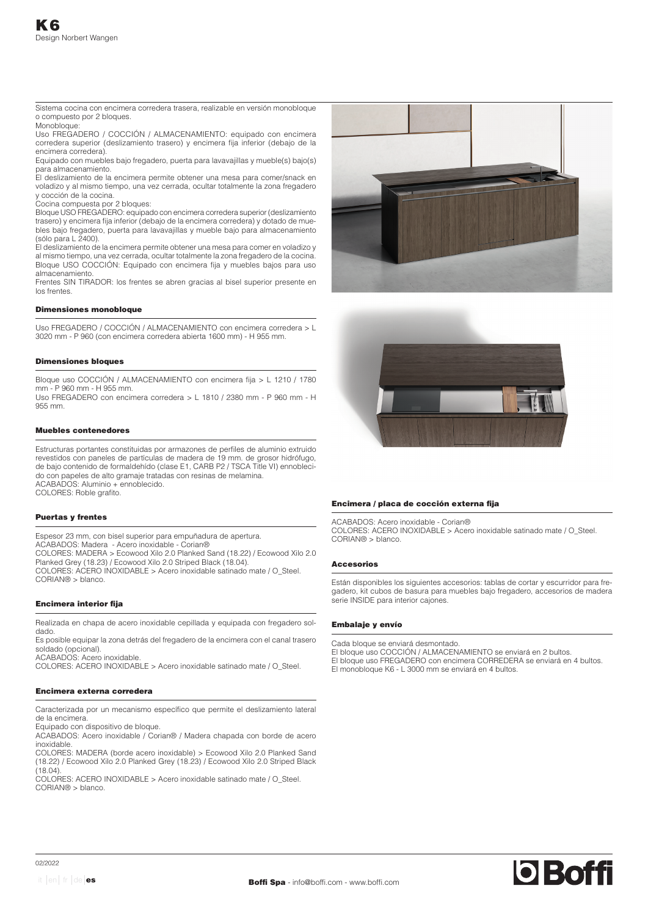# K6

Design Norbert Wangen

Sistema cocina con encimera corredera trasera, realizable en versión monobloque o compuesto por 2 bloques.

Monobloque:

Uso FREGADERO / COCCIÓN / ALMACENAMIENTO: equipado con encimera corredera superior (deslizamiento trasero) y encimera fija inferior (debajo de la encimera corredera).

Equipado con muebles bajo fregadero, puerta para lavavajillas y mueble(s) bajo(s) para almacenamiento.

El deslizamiento de la encimera permite obtener una mesa para comer/snack en voladizo y al mismo tiempo, una vez cerrada, ocultar totalmente la zona fregadero y cocción de la cocina.

Cocina compuesta por 2 bloques:

Bloque USO FREGADERO: equipado con encimera corredera superior (deslizamiento trasero) y encimera fija inferior (debajo de la encimera corredera) y dotado de muebles bajo fregadero, puerta para lavavajillas y mueble bajo para almacenamiento (sólo para L 2400).

El deslizamiento de la encimera permite obtener una mesa para comer en voladizo y al mismo tiempo, una vez cerrada, ocultar totalmente la zona fregadero de la cocina.

Bloque USO COCCIÓN: Equipado con encimera fija y muebles bajos para uso almacenamiento.

Frentes SIN TIRADOR: los frentes se abren gracias al bisel superior presente en los frentes.

### Dimensiones monobloque

Uso FREGADERO / COCCIÓN / ALMACENAMIENTO con encimera corredera > L 3020 mm - P 960 (con encimera corredera abierta 1600 mm) - H 955 mm.

### Dimensiones bloques

Bloque uso COCCIÓN / ALMACENAMIENTO con encimera fija > L 1210 / 1780 mm - P 960 mm - H 955 mm.

Uso FREGADERO con encimera corredera > L 1810 / 2380 mm - P 960 mm - H 955 mm.

### Muebles contenedores

Estructuras portantes constituidas por armazones de perfiles de aluminio extruido revestidos con paneles de partículas de madera de 19 mm. de grosor hidrófugo, de bajo contenido de formaldehído (clase E1, CARB P2 / TSCA Title VI) ennoblecido con papeles de alto gramaje tratadas con resinas de melamina.

ACABADOS: Aluminio + ennoblecido.

COLORES: Roble grafito.

### Puertas y frentes

Espesor 23 mm, con bisel superior para empuñadura de apertura.

ACABADOS: Madera - Acero inoxidable - Corian®

COLORES: MADERA > Ecowood Xilo 2.0 Planked Sand (18.22) / Ecowood Xilo 2.0 Planked Grey (18.23) / Ecowood Xilo 2.0 Striped Black (18.04).

COLORES: ACERO INOXIDABLE > Acero inoxidable satinado mate / O_Steel.

CORIAN® > blanco.

### Encimera interior fija

Realizada en chapa de acero inoxidable cepillada y equipada con fregadero soldado.

Es posible equipar la zona detrás del fregadero de la encimera con el canal trasero soldado (opcional).

ACABADOS: Acero inoxidable.

COLORES: ACERO INOXIDABLE > Acero inoxidable satinado mate / O_Steel.

### Encimera externa corredera

Caracterizada por un mecanismo específico que permite el deslizamiento lateral de la encimera.

Equipado con dispositivo de bloque.

ACABADOS: Acero inoxidable / Corian® / Madera chapada con borde de acero inoxidable.

COLORES: MADERA (borde acero inoxidable) > Ecowood Xilo 2.0 Planked Sand (18.22) / Ecowood Xilo 2.0 Planked Grey (18.23) / Ecowood Xilo 2.0 Striped Black (18.04).

COLORES: ACERO INOXIDABLE > Acero inoxidable satinado mate / O_Steel.

CORIAN® > blanco.

### Encimera / placa de cocción externa fija

ACABADOS: Acero inoxidable - Corian®

COLORES: ACERO INOXIDABLE > Acero inoxidable satinado mate / O_Steel.

CORIAN® > blanco.

### Accesorios

Están disponibles los siguientes accesorios: tablas de cortar y escurridor para fregadero, kit cubos de basura para muebles bajo fregadero, accesorios de madera serie INSIDE para interior cajones.

### Embalaje y envío

Cada bloque se enviará desmontado.

El bloque uso COCCIÓN / ALMACENAMIENTO se enviará en 2 bultos.

El bloque uso FREGADERO con encimera CORREDERA se enviará en 4 bultos.

El monobloque K6 - L 3000 mm se enviará en 4 bultos.

02/2022

it | en | fr | de | **es**

**Boffi Spa** - info@boffi.com - www.boffi.com